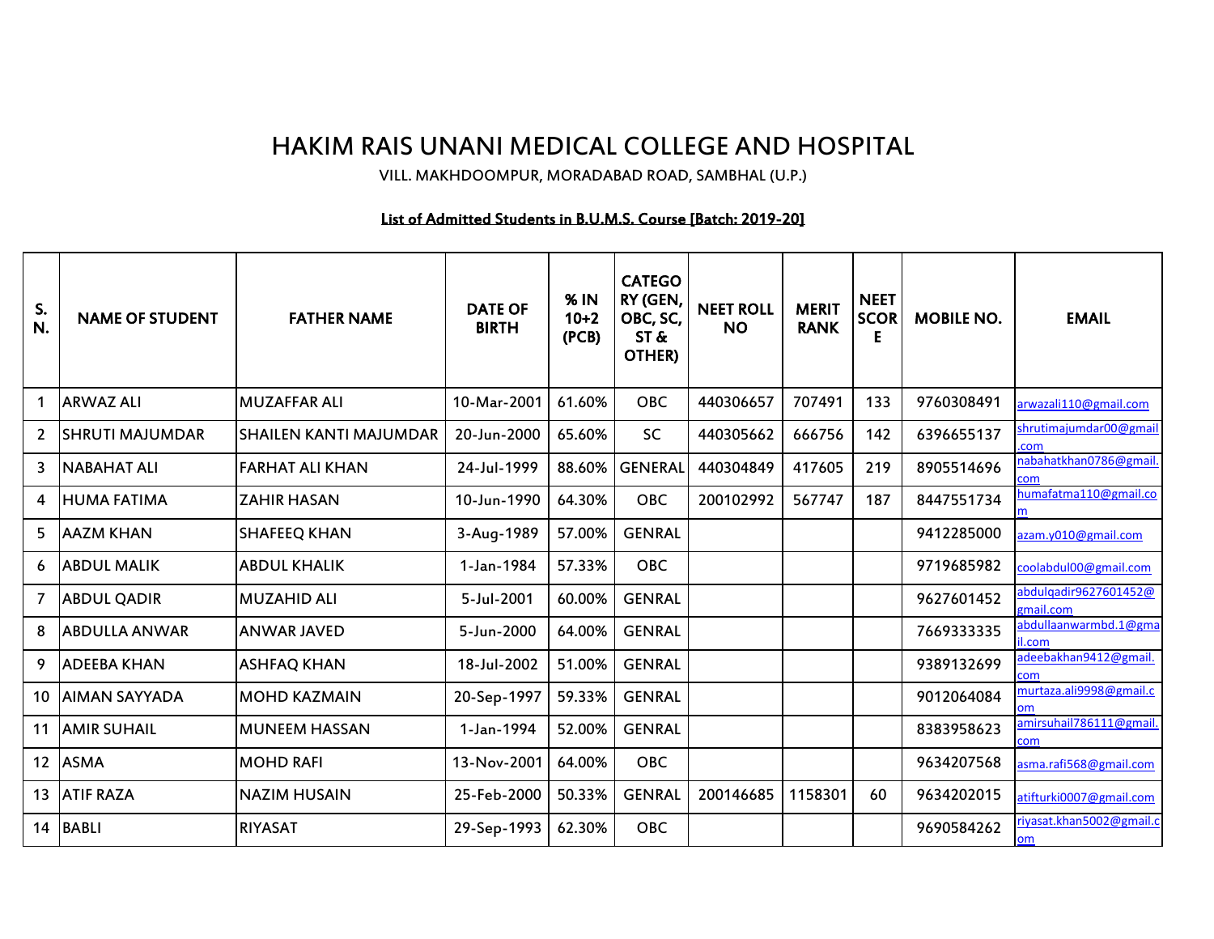# HAKIM RAIS UNANI MEDICAL COLLEGE AND HOSPITAL

VILL. MAKHDOOMPUR, MORADABAD ROAD, SAMBHAL (U.P.)

**List of Admitted Students in B.U.M.S. Course [Batch: 2019-20]**

| S. N. | NAME OF STUDENT | FATHER NAME | DATE OF BIRTH | % IN 10+2 (PCB) | CATEGORY (GEN, OBC, SC, ST & OTHER) | NEET ROLL NO | MERIT RANK | NEET SCORE | MOBILE NO. | EMAIL |
|---|---|---|---|---|---|---|---|---|---|---|
| 1 | ARWAZ ALI | MUZAFFAR ALI | 10-Mar-2001 | 61.60% | OBC | 440306657 | 707491 | 133 | 9760308491 | arwazali110@gmail.com |
| 2 | SHRUTI MAJUMDAR | SHAILEN KANTI MAJUMDAR | 20-Jun-2000 | 65.60% | SC | 440305662 | 666756 | 142 | 6396655137 | shrutimajumdar00@gmail.com |
| 3 | NABAHAT ALI | FARHAT ALI KHAN | 24-Jul-1999 | 88.60% | GENERAL | 440304849 | 417605 | 219 | 8905514696 | nabahatkhan0786@gmail.com |
| 4 | HUMA FATIMA | ZAHIR HASAN | 10-Jun-1990 | 64.30% | OBC | 200102992 | 567747 | 187 | 8447551734 | humafatma110@gmail.com |
| 5 | AAZM KHAN | SHAFEEQ KHAN | 3-Aug-1989 | 57.00% | GENRAL | | | | 9412285000 | azam.y010@gmail.com |
| 6 | ABDUL MALIK | ABDUL KHALIK | 1-Jan-1984 | 57.33% | OBC | | | | 9719685982 | coolabdul00@gmail.com |
| 7 | ABDUL QADIR | MUZAHID ALI | 5-Jul-2001 | 60.00% | GENRAL | | | | 9627601452 | abdulqadir9627601452@gmail.com |
| 8 | ABDULLA ANWAR | ANWAR JAVED | 5-Jun-2000 | 64.00% | GENRAL | | | | 7669333335 | abdullaanwarmbd.1@gmail.com |
| 9 | ADEEBA KHAN | ASHFAQ KHAN | 18-Jul-2002 | 51.00% | GENRAL | | | | 9389132699 | adeebakhan9412@gmail.com |
| 10 | AIMAN SAYYADA | MOHD KAZMAIN | 20-Sep-1997 | 59.33% | GENRAL | | | | 9012064084 | murtaza.ali9998@gmail.com |
| 11 | AMIR SUHAIL | MUNEEM HASSAN | 1-Jan-1994 | 52.00% | GENRAL | | | | 8383958623 | amirsuhail786111@gmail.com |
| 12 | ASMA | MOHD RAFI | 13-Nov-2001 | 64.00% | OBC | | | | 9634207568 | asma.rafi568@gmail.com |
| 13 | ATIF RAZA | NAZIM HUSAIN | 25-Feb-2000 | 50.33% | GENRAL | 200146685 | 1158301 | 60 | 9634202015 | atifturki0007@gmail.com |
| 14 | BABLI | RIYASAT | 29-Sep-1993 | 62.30% | OBC | | | | 9690584262 | riyasat.khan5002@gmail.com |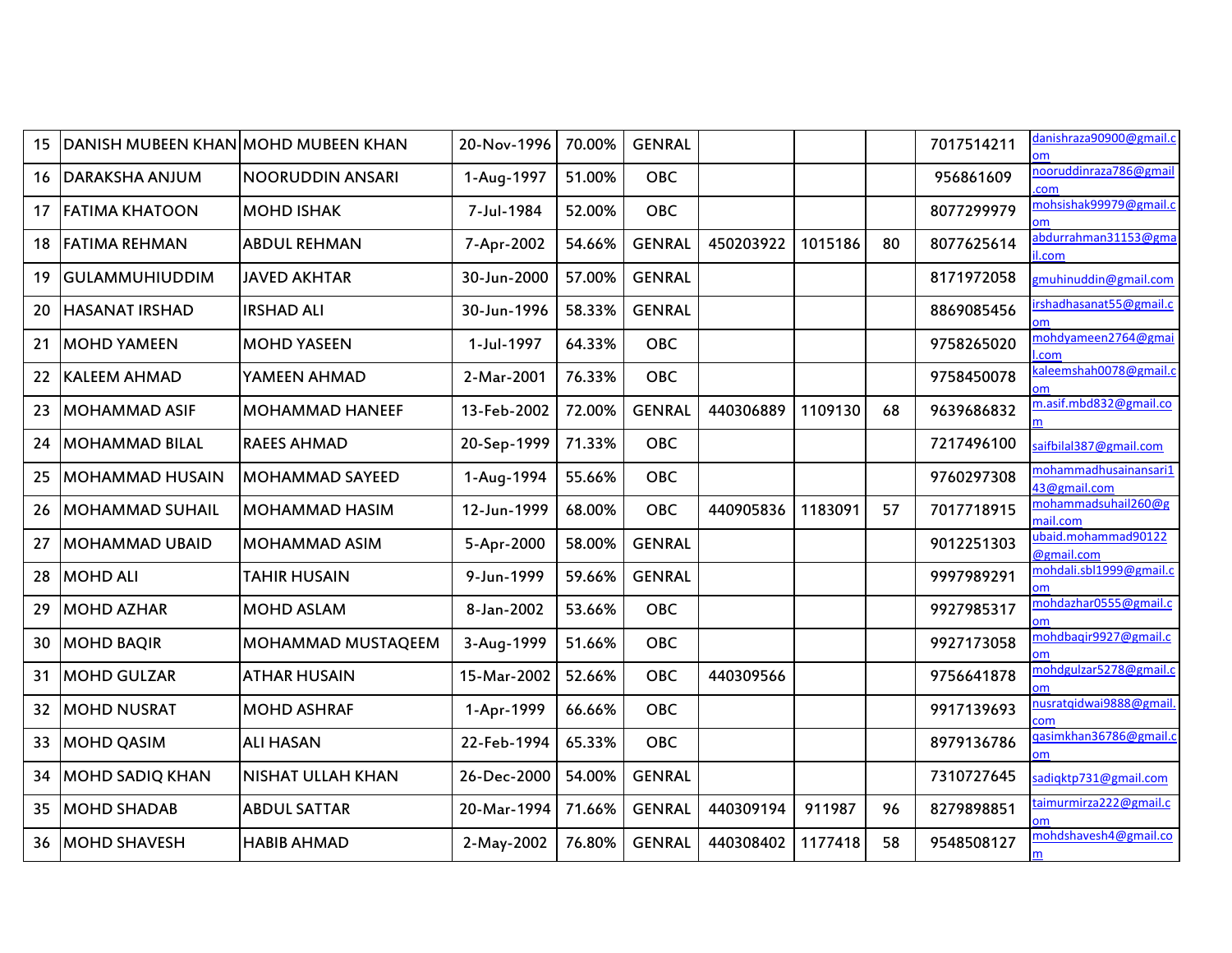| 15 | DANISH MUBEEN KHAN | MOHD MUBEEN KHAN | 20-Nov-1996 | 70.00% | GENRAL | | | | 7017514211 | danishraza90900@gmail.com |
|---|---|---|---|---|---|---|---|---|---|---|
| 16 | DARAKSHA ANJUM | NOORUDDIN ANSARI | 1-Aug-1997 | 51.00% | OBC | | | | 956861609 | nooruddinraza786@gmail.com |
| 17 | FATIMA KHATOON | MOHD ISHAK | 7-Jul-1984 | 52.00% | OBC | | | | 8077299979 | mohsishak99979@gmail.com |
| 18 | FATIMA REHMAN | ABDUL REHMAN | 7-Apr-2002 | 54.66% | GENRAL | 450203922 | 1015186 | 80 | 8077625614 | abdurrahman31153@gmail.com |
| 19 | GULAMMUHIUDDIM | JAVED AKHTAR | 30-Jun-2000 | 57.00% | GENRAL | | | | 8171972058 | gmuhinuddin@gmail.com |
| 20 | HASANAT IRSHAD | IRSHAD ALI | 30-Jun-1996 | 58.33% | GENRAL | | | | 8869085456 | irshadhasanat55@gmail.com |
| 21 | MOHD YAMEEN | MOHD YASEEN | 1-Jul-1997 | 64.33% | OBC | | | | 9758265020 | mohdyameen2764@gmail.com |
| 22 | KALEEM AHMAD | YAMEEN AHMAD | 2-Mar-2001 | 76.33% | OBC | | | | 9758450078 | kaleemshah0078@gmail.com |
| 23 | MOHAMMAD ASIF | MOHAMMAD HANEEF | 13-Feb-2002 | 72.00% | GENRAL | 440306889 | 1109130 | 68 | 9639686832 | m.asif.mbd832@gmail.com |
| 24 | MOHAMMAD BILAL | RAEES AHMAD | 20-Sep-1999 | 71.33% | OBC | | | | 7217496100 | saifbilal387@gmail.com |
| 25 | MOHAMMAD HUSAIN | MOHAMMAD SAYEED | 1-Aug-1994 | 55.66% | OBC | | | | 9760297308 | mohammadhusainansari143@gmail.com |
| 26 | MOHAMMAD SUHAIL | MOHAMMAD HASIM | 12-Jun-1999 | 68.00% | OBC | 440905836 | 1183091 | 57 | 7017718915 | mohammadsuhail260@gmail.com |
| 27 | MOHAMMAD UBAID | MOHAMMAD ASIM | 5-Apr-2000 | 58.00% | GENRAL | | | | 9012251303 | ubaid.mohammad90122@gmail.com |
| 28 | MOHD ALI | TAHIR HUSAIN | 9-Jun-1999 | 59.66% | GENRAL | | | | 9997989291 | mohdali.sbl1999@gmail.com |
| 29 | MOHD AZHAR | MOHD ASLAM | 8-Jan-2002 | 53.66% | OBC | | | | 9927985317 | mohdazhar0555@gmail.com |
| 30 | MOHD BAQIR | MOHAMMAD MUSTAQEEM | 3-Aug-1999 | 51.66% | OBC | | | | 9927173058 | mohdbaqir9927@gmail.com |
| 31 | MOHD GULZAR | ATHAR HUSAIN | 15-Mar-2002 | 52.66% | OBC | 440309566 | | | 9756641878 | mohdgulzar5278@gmail.com |
| 32 | MOHD NUSRAT | MOHD ASHRAF | 1-Apr-1999 | 66.66% | OBC | | | | 9917139693 | nusratqidwai9888@gmail.com |
| 33 | MOHD QASIM | ALI HASAN | 22-Feb-1994 | 65.33% | OBC | | | | 8979136786 | qasimkhan36786@gmail.com |
| 34 | MOHD SADIQ KHAN | NISHAT ULLAH KHAN | 26-Dec-2000 | 54.00% | GENRAL | | | | 7310727645 | sadiqktp731@gmail.com |
| 35 | MOHD SHADAB | ABDUL SATTAR | 20-Mar-1994 | 71.66% | GENRAL | 440309194 | 911987 | 96 | 8279898851 | taimurmirza222@gmail.com |
| 36 | MOHD SHAVESH | HABIB AHMAD | 2-May-2002 | 76.80% | GENRAL | 440308402 | 1177418 | 58 | 9548508127 | mohdshavesh4@gmail.com |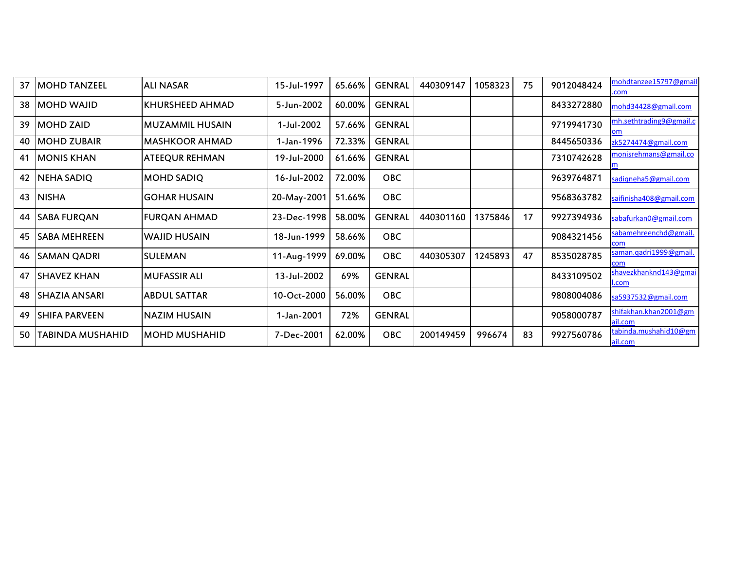| | | | | | | | | | | |
|---|---|---|---|---|---|---|---|---|---|---|
| 37 | MOHD TANZEEL | ALI NASAR | 15-Jul-1997 | 65.66% | GENRAL | 440309147 | 1058323 | 75 | 9012048424 | mohdtanzee15797@gmail.com |
| 38 | MOHD WAJID | KHURSHEED AHMAD | 5-Jun-2002 | 60.00% | GENRAL | | | | 8433272880 | mohd34428@gmail.com |
| 39 | MOHD ZAID | MUZAMMIL HUSAIN | 1-Jul-2002 | 57.66% | GENRAL | | | | 9719941730 | mh.sethtrading9@gmail.com |
| 40 | MOHD ZUBAIR | MASHKOOR AHMAD | 1-Jan-1996 | 72.33% | GENRAL | | | | 8445650336 | zk5274474@gmail.com |
| 41 | MONIS KHAN | ATEEQUR REHMAN | 19-Jul-2000 | 61.66% | GENRAL | | | | 7310742628 | monisrehmans@gmail.com |
| 42 | NEHA SADIQ | MOHD SADIQ | 16-Jul-2002 | 72.00% | OBC | | | | 9639764871 | sadiqneha5@gmail.com |
| 43 | NISHA | GOHAR HUSAIN | 20-May-2001 | 51.66% | OBC | | | | 9568363782 | saifinisha408@gmail.com |
| 44 | SABA FURQAN | FURQAN AHMAD | 23-Dec-1998 | 58.00% | GENRAL | 440301160 | 1375846 | 17 | 9927394936 | sabafurkan0@gmail.com |
| 45 | SABA MEHREEN | WAJID HUSAIN | 18-Jun-1999 | 58.66% | OBC | | | | 9084321456 | sabamehreenchd@gmail.com |
| 46 | SAMAN QADRI | SULEMAN | 11-Aug-1999 | 69.00% | OBC | 440305307 | 1245893 | 47 | 8535028785 | saman.qadri1999@gmail.com |
| 47 | SHAVEZ KHAN | MUFASSIR ALI | 13-Jul-2002 | 69% | GENRAL | | | | 8433109502 | shavezkhanknd143@gmail.com |
| 48 | SHAZIA ANSARI | ABDUL SATTAR | 10-Oct-2000 | 56.00% | OBC | | | | 9808004086 | sa5937532@gmail.com |
| 49 | SHIFA PARVEEN | NAZIM HUSAIN | 1-Jan-2001 | 72% | GENRAL | | | | 9058000787 | shifakhan.khan2001@gmail.com |
| 50 | TABINDA MUSHAHID | MOHD MUSHAHID | 7-Dec-2001 | 62.00% | OBC | 200149459 | 996674 | 83 | 9927560786 | tabinda.mushahid10@gmail.com |